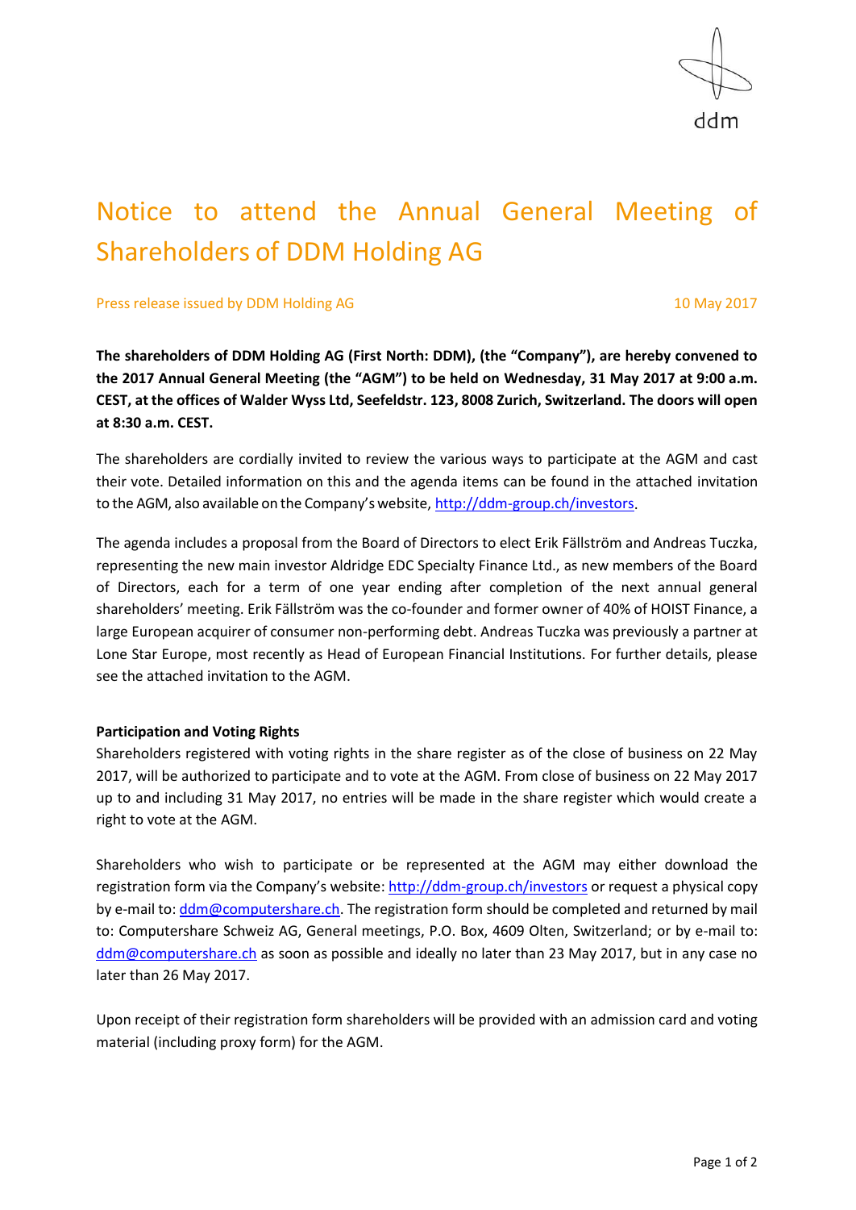# Notice to attend the Annual General Meeting of Shareholders of DDM Holding AG

Press release issued by DDM Holding AG 10 May 2017

**The shareholders of DDM Holding AG (First North: DDM), (the "Company"), are hereby convened to the 2017 Annual General Meeting (the "AGM") to be held on Wednesday, 31 May 2017 at 9:00 a.m. CEST, at the offices of Walder Wyss Ltd, Seefeldstr. 123, 8008 Zurich, Switzerland. The doors will open at 8:30 a.m. CEST.**

The shareholders are cordially invited to review the various ways to participate at the AGM and cast their vote. Detailed information on this and the agenda items can be found in the attached invitation to the AGM, also available on the Company's website, http://ddm-group.ch/investors.

The agenda includes a proposal from the Board of Directors to elect Erik Fällström and Andreas Tuczka, representing the new main investor Aldridge EDC Specialty Finance Ltd., as new members of the Board of Directors, each for a term of one year ending after completion of the next annual general shareholders' meeting. Erik Fällström was the co-founder and former owner of 40% of HOIST Finance, a large European acquirer of consumer non-performing debt. Andreas Tuczka was previously a partner at Lone Star Europe, most recently as Head of European Financial Institutions. For further details, please see the attached invitation to the AGM.

**Participation and Voting Rights**

Shareholders registered with voting rights in the share register as of the close of business on 22 May 2017, will be authorized to participate and to vote at the AGM. From close of business on 22 May 2017 up to and including 31 May 2017, no entries will be made in the share register which would create a right to vote at the AGM.

Shareholders who wish to participate or be represented at the AGM may either download the registration form via the Company's website: http://ddm-group.ch/investors or request a physical copy by e-mail to: ddm@computershare.ch. The registration form should be completed and returned by mail to: Computershare Schweiz AG, General meetings, P.O. Box, 4609 Olten, Switzerland; or by e-mail to: ddm@computershare.ch as soon as possible and ideally no later than 23 May 2017, but in any case no later than 26 May 2017.

Upon receipt of their registration form shareholders will be provided with an admission card and voting material (including proxy form) for the AGM.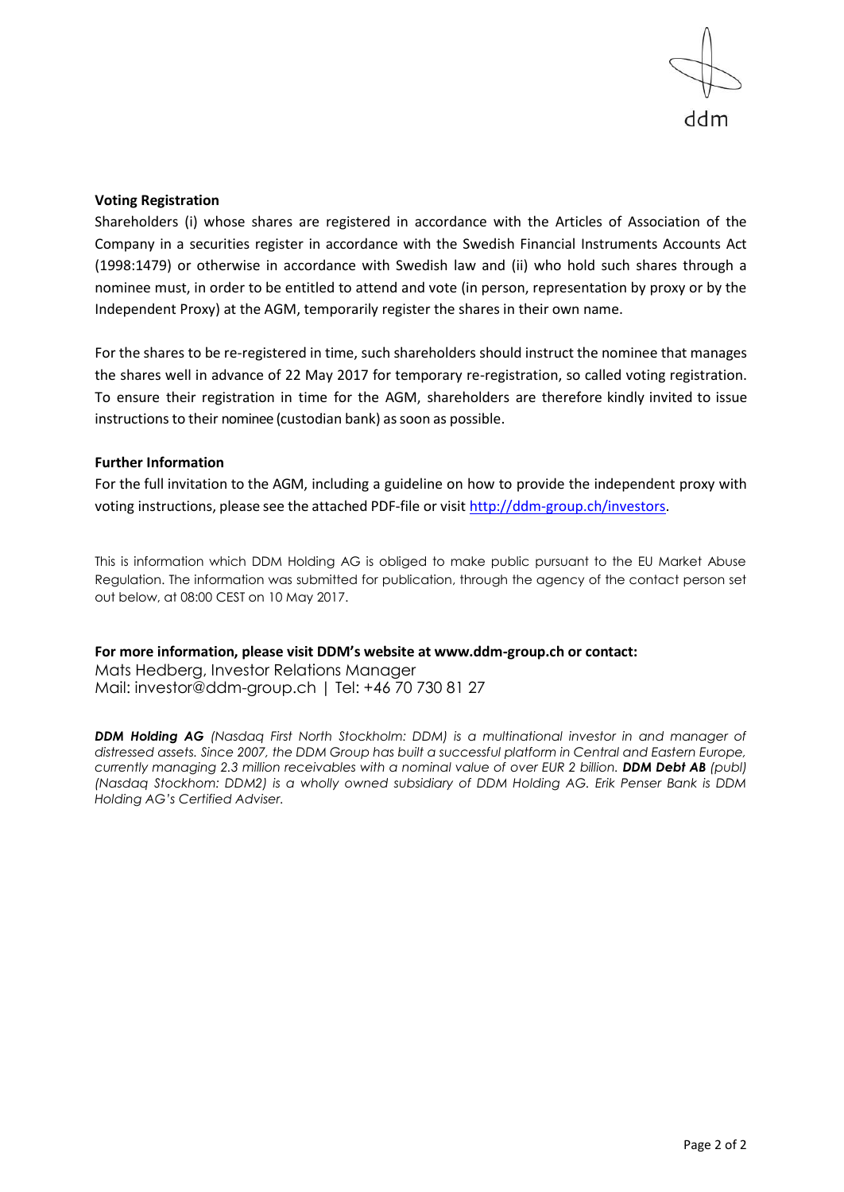**Voting Registration**

Shareholders (i) whose shares are registered in accordance with the Articles of Association of the Company in a securities register in accordance with the Swedish Financial Instruments Accounts Act (1998:1479) or otherwise in accordance with Swedish law and (ii) who hold such shares through a nominee must, in order to be entitled to attend and vote (in person, representation by proxy or by the Independent Proxy) at the AGM, temporarily register the shares in their own name.

For the shares to be re-registered in time, such shareholders should instruct the nominee that manages the shares well in advance of 22 May 2017 for temporary re-registration, so called voting registration. To ensure their registration in time for the AGM, shareholders are therefore kindly invited to issue instructions to their nominee (custodian bank) as soon as possible.

**Further Information**

For the full invitation to the AGM, including a guideline on how to provide the independent proxy with voting instructions, please see the attached PDF-file or visit [http://ddm-group.ch/investors](http://ddm-group.ch/investors).

This is information which DDM Holding AG is obliged to make public pursuant to the EU Market Abuse Regulation. The information was submitted for publication, through the agency of the contact person set out below, at 08:00 CEST on 10 May 2017.

**For more information, please visit DDM's website at www.ddm-group.ch or contact:**
Mats Hedberg, Investor Relations Manager
Mail: investor@ddm-group.ch | Tel: +46 70 730 81 27

***DDM Holding AG*** *(Nasdaq First North Stockholm: DDM) is a multinational investor in and manager of distressed assets. Since 2007, the DDM Group has built a successful platform in Central and Eastern Europe, currently managing 2.3 million receivables with a nominal value of over EUR 2 billion.* ***DDM Debt AB*** *(publ) (Nasdaq Stockhom: DDM2) is a wholly owned subsidiary of DDM Holding AG. Erik Penser Bank is DDM Holding AG's Certified Adviser.*